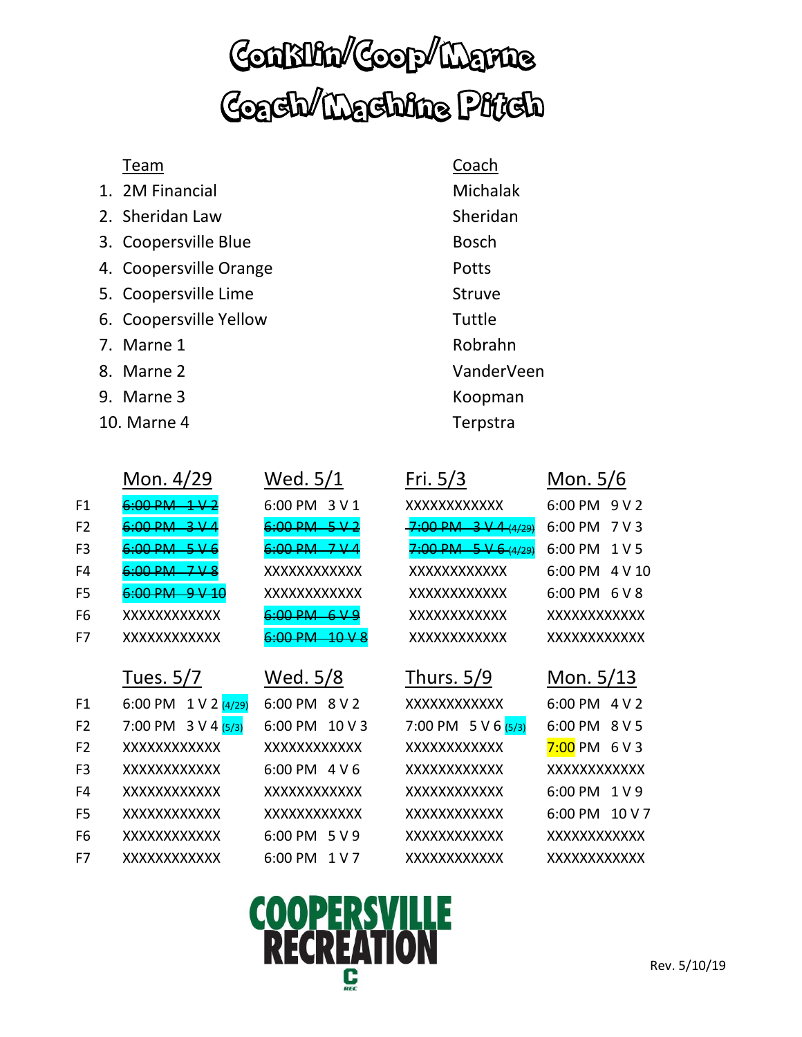# Conklin/Coop/Marne
# Coach/Machine Pitch

| Team | Coach |
|---|---|
| 1. 2M Financial | Michalak |
| 2. Sheridan Law | Sheridan |
| 3. Coopersville Blue | Bosch |
| 4. Coopersville Orange | Potts |
| 5. Coopersville Lime | Struve |
| 6. Coopersville Yellow | Tuttle |
| 7. Marne 1 | Robrahn |
| 8. Marne 2 | VanderVeen |
| 9. Marne 3 | Koopman |
| 10. Marne 4 | Terpstra |

| | Mon. 4/29 | Wed. 5/1 | Fri. 5/3 | Mon. 5/6 |
|---|---|---|---|---|
| F1 | ~~6:00 PM 1 V 2~~ | 6:00 PM 3 V 1 | XXXXXXXXXXXX | 6:00 PM 9 V 2 |
| F2 | ~~6:00 PM 3 V 4~~ | ~~6:00 PM 5 V 2~~ | ~~7:00 PM 3 V 4 (4/29)~~ | 6:00 PM 7 V 3 |
| F3 | ~~6:00 PM 5 V 6~~ | ~~6:00 PM 7 V 4~~ | ~~7:00 PM 5 V 6 (4/29)~~ | 6:00 PM 1 V 5 |
| F4 | ~~6:00 PM 7 V 8~~ | XXXXXXXXXXXX | XXXXXXXXXXXX | 6:00 PM 4 V 10 |
| F5 | ~~6:00 PM 9 V 10~~ | XXXXXXXXXXXX | XXXXXXXXXXXX | 6:00 PM 6 V 8 |
| F6 | XXXXXXXXXXXX | ~~6:00 PM 6 V 9~~ | XXXXXXXXXXXX | XXXXXXXXXXXX |
| F7 | XXXXXXXXXXXX | ~~6:00 PM 10 V 8~~ | XXXXXXXXXXXX | XXXXXXXXXXXX |

| | Tues. 5/7 | Wed. 5/8 | Thurs. 5/9 | Mon. 5/13 |
|---|---|---|---|---|
| F1 | 6:00 PM 1 V 2 (4/29) | 6:00 PM 8 V 2 | XXXXXXXXXXXX | 6:00 PM 4 V 2 |
| F2 | 7:00 PM 3 V 4 (5/3) | 6:00 PM 10 V 3 | 7:00 PM 5 V 6 (5/3) | 6:00 PM 8 V 5 |
| F2 | XXXXXXXXXXXX | XXXXXXXXXXXX | XXXXXXXXXXXX | 7:00 PM 6 V 3 |
| F3 | XXXXXXXXXXXX | 6:00 PM 4 V 6 | XXXXXXXXXXXX | XXXXXXXXXXXX |
| F4 | XXXXXXXXXXXX | XXXXXXXXXXXX | XXXXXXXXXXXX | 6:00 PM 1 V 9 |
| F5 | XXXXXXXXXXXX | XXXXXXXXXXXX | XXXXXXXXXXXX | 6:00 PM 10 V 7 |
| F6 | XXXXXXXXXXXX | 6:00 PM 5 V 9 | XXXXXXXXXXXX | XXXXXXXXXXXX |
| F7 | XXXXXXXXXXXX | 6:00 PM 1 V 7 | XXXXXXXXXXXX | XXXXXXXXXXXX |

COOPERSVILLE RECREATION

Rev. 5/10/19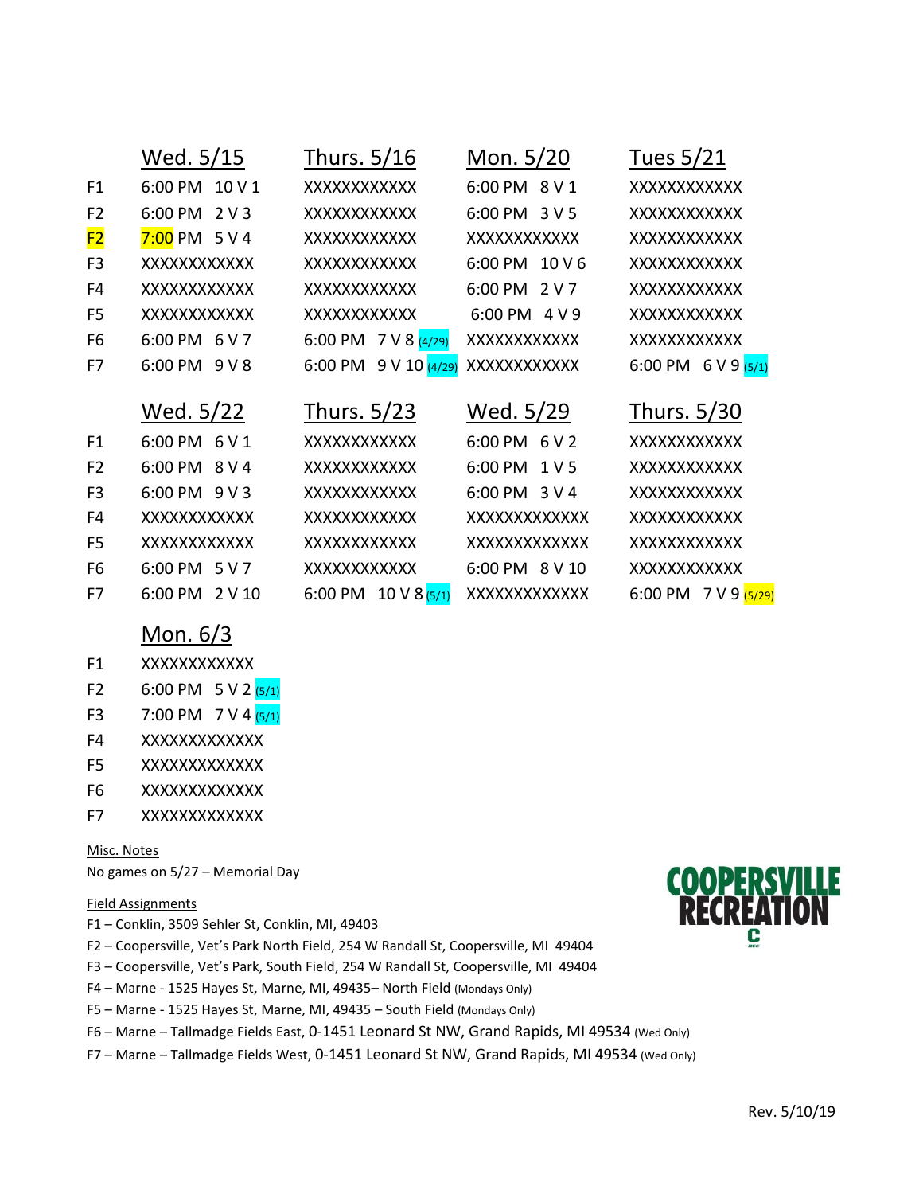| | Wed. 5/15 | Thurs. 5/16 | Mon. 5/20 | Tues 5/21 |
|---|---|---|---|---|
| F1 | 6:00 PM 10 V 1 | XXXXXXXXXXXX | 6:00 PM 8 V 1 | XXXXXXXXXXXX |
| F2 | 6:00 PM 2 V 3 | XXXXXXXXXXXX | 6:00 PM 3 V 5 | XXXXXXXXXXXX |
| F2 | 7:00 PM 5 V 4 | XXXXXXXXXXXX | XXXXXXXXXXXX | XXXXXXXXXXXX |
| F3 | XXXXXXXXXXXX | XXXXXXXXXXXX | 6:00 PM 10 V 6 | XXXXXXXXXXXX |
| F4 | XXXXXXXXXXXX | XXXXXXXXXXXX | 6:00 PM 2 V 7 | XXXXXXXXXXXX |
| F5 | XXXXXXXXXXXX | XXXXXXXXXXXX | 6:00 PM 4 V 9 | XXXXXXXXXXXX |
| F6 | 6:00 PM 6 V 7 | 6:00 PM 7 V 8 (4/29) | XXXXXXXXXXXX | XXXXXXXXXXXX |
| F7 | 6:00 PM 9 V 8 | 6:00 PM 9 V 10 (4/29) | XXXXXXXXXXXX | 6:00 PM 6 V 9 (5/1) |

| | Wed. 5/22 | Thurs. 5/23 | Wed. 5/29 | Thurs. 5/30 |
|---|---|---|---|---|
| F1 | 6:00 PM 6 V 1 | XXXXXXXXXXXX | 6:00 PM 6 V 2 | XXXXXXXXXXXX |
| F2 | 6:00 PM 8 V 4 | XXXXXXXXXXXX | 6:00 PM 1 V 5 | XXXXXXXXXXXX |
| F3 | 6:00 PM 9 V 3 | XXXXXXXXXXXX | 6:00 PM 3 V 4 | XXXXXXXXXXXX |
| F4 | XXXXXXXXXXXX | XXXXXXXXXXXX | XXXXXXXXXXXXX | XXXXXXXXXXXX |
| F5 | XXXXXXXXXXXX | XXXXXXXXXXXX | XXXXXXXXXXXXX | XXXXXXXXXXXX |
| F6 | 6:00 PM 5 V 7 | XXXXXXXXXXXX | 6:00 PM 8 V 10 | XXXXXXXXXXXX |
| F7 | 6:00 PM 2 V 10 | 6:00 PM 10 V 8 (5/1) | XXXXXXXXXXXXX | 6:00 PM 7 V 9 (5/29) |

| | Mon. 6/3 |
|---|---|
| F1 | XXXXXXXXXXXX |
| F2 | 6:00 PM 5 V 2 (5/1) |
| F3 | 7:00 PM 7 V 4 (5/1) |
| F4 | XXXXXXXXXXXXX |
| F5 | XXXXXXXXXXXXX |
| F6 | XXXXXXXXXXXXX |
| F7 | XXXXXXXXXXXXX |

Misc. Notes

No games on 5/27 – Memorial Day

Field Assignments

F1 – Conklin, 3509 Sehler St, Conklin, MI, 49403

F2 – Coopersville, Vet's Park North Field, 254 W Randall St, Coopersville, MI 49404

F3 – Coopersville, Vet's Park, South Field, 254 W Randall St, Coopersville, MI 49404

F4 – Marne - 1525 Hayes St, Marne, MI, 49435– North Field (Mondays Only)

F5 – Marne - 1525 Hayes St, Marne, MI, 49435 – South Field (Mondays Only)

F6 – Marne – Tallmadge Fields East, 0-1451 Leonard St NW, Grand Rapids, MI 49534 (Wed Only)

F7 – Marne – Tallmadge Fields West, 0-1451 Leonard St NW, Grand Rapids, MI 49534 (Wed Only)

COOPERSVILLE RECREATION

Rev. 5/10/19